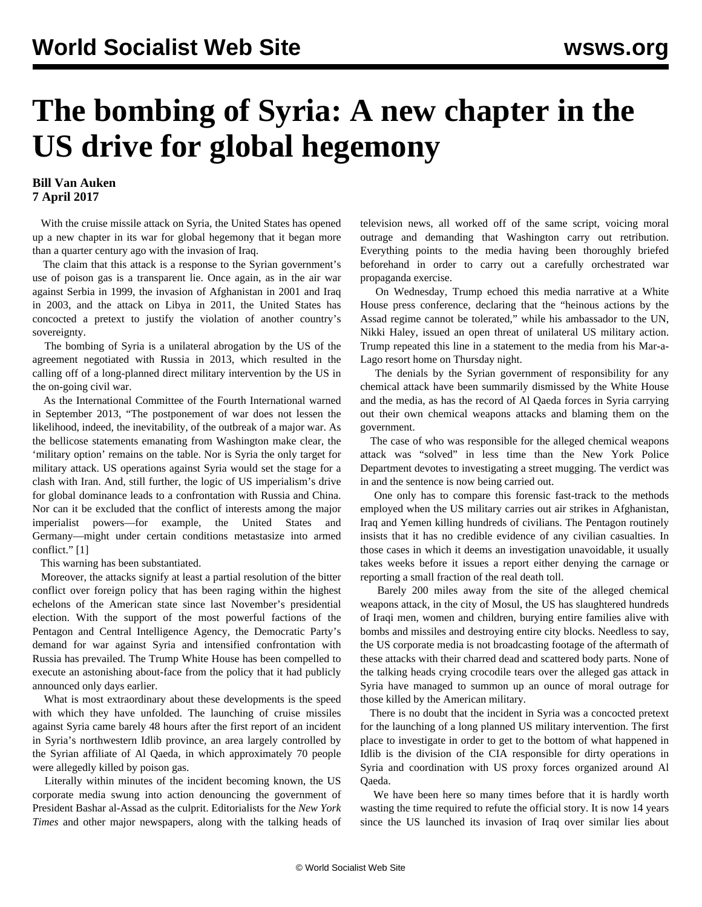# The bombing of Syria: A new chapter in the US drive for global hegemony

**Bill Van Auken**
**7 April 2017**

With the cruise missile attack on Syria, the United States has opened up a new chapter in its war for global hegemony that it began more than a quarter century ago with the invasion of Iraq.

The claim that this attack is a response to the Syrian government's use of poison gas is a transparent lie. Once again, as in the air war against Serbia in 1999, the invasion of Afghanistan in 2001 and Iraq in 2003, and the attack on Libya in 2011, the United States has concocted a pretext to justify the violation of another country's sovereignty.

The bombing of Syria is a unilateral abrogation by the US of the agreement negotiated with Russia in 2013, which resulted in the calling off of a long-planned direct military intervention by the US in the on-going civil war.

As the International Committee of the Fourth International warned in September 2013, "The postponement of war does not lessen the likelihood, indeed, the inevitability, of the outbreak of a major war. As the bellicose statements emanating from Washington make clear, the 'military option' remains on the table. Nor is Syria the only target for military attack. US operations against Syria would set the stage for a clash with Iran. And, still further, the logic of US imperialism's drive for global dominance leads to a confrontation with Russia and China. Nor can it be excluded that the conflict of interests among the major imperialist powers—for example, the United States and Germany—might under certain conditions metastasize into armed conflict." [1]

This warning has been substantiated.

Moreover, the attacks signify at least a partial resolution of the bitter conflict over foreign policy that has been raging within the highest echelons of the American state since last November's presidential election. With the support of the most powerful factions of the Pentagon and Central Intelligence Agency, the Democratic Party's demand for war against Syria and intensified confrontation with Russia has prevailed. The Trump White House has been compelled to execute an astonishing about-face from the policy that it had publicly announced only days earlier.

What is most extraordinary about these developments is the speed with which they have unfolded. The launching of cruise missiles against Syria came barely 48 hours after the first report of an incident in Syria's northwestern Idlib province, an area largely controlled by the Syrian affiliate of Al Qaeda, in which approximately 70 people were allegedly killed by poison gas.

Literally within minutes of the incident becoming known, the US corporate media swung into action denouncing the government of President Bashar al-Assad as the culprit. Editorialists for the *New York Times* and other major newspapers, along with the talking heads of television news, all worked off of the same script, voicing moral outrage and demanding that Washington carry out retribution. Everything points to the media having been thoroughly briefed beforehand in order to carry out a carefully orchestrated war propaganda exercise.

On Wednesday, Trump echoed this media narrative at a White House press conference, declaring that the "heinous actions by the Assad regime cannot be tolerated," while his ambassador to the UN, Nikki Haley, issued an open threat of unilateral US military action. Trump repeated this line in a statement to the media from his Mar-a-Lago resort home on Thursday night.

The denials by the Syrian government of responsibility for any chemical attack have been summarily dismissed by the White House and the media, as has the record of Al Qaeda forces in Syria carrying out their own chemical weapons attacks and blaming them on the government.

The case of who was responsible for the alleged chemical weapons attack was "solved" in less time than the New York Police Department devotes to investigating a street mugging. The verdict was in and the sentence is now being carried out.

One only has to compare this forensic fast-track to the methods employed when the US military carries out air strikes in Afghanistan, Iraq and Yemen killing hundreds of civilians. The Pentagon routinely insists that it has no credible evidence of any civilian casualties. In those cases in which it deems an investigation unavoidable, it usually takes weeks before it issues a report either denying the carnage or reporting a small fraction of the real death toll.

Barely 200 miles away from the site of the alleged chemical weapons attack, in the city of Mosul, the US has slaughtered hundreds of Iraqi men, women and children, burying entire families alive with bombs and missiles and destroying entire city blocks. Needless to say, the US corporate media is not broadcasting footage of the aftermath of these attacks with their charred dead and scattered body parts. None of the talking heads crying crocodile tears over the alleged gas attack in Syria have managed to summon up an ounce of moral outrage for those killed by the American military.

There is no doubt that the incident in Syria was a concocted pretext for the launching of a long planned US military intervention. The first place to investigate in order to get to the bottom of what happened in Idlib is the division of the CIA responsible for dirty operations in Syria and coordination with US proxy forces organized around Al Qaeda.

We have been here so many times before that it is hardly worth wasting the time required to refute the official story. It is now 14 years since the US launched its invasion of Iraq over similar lies about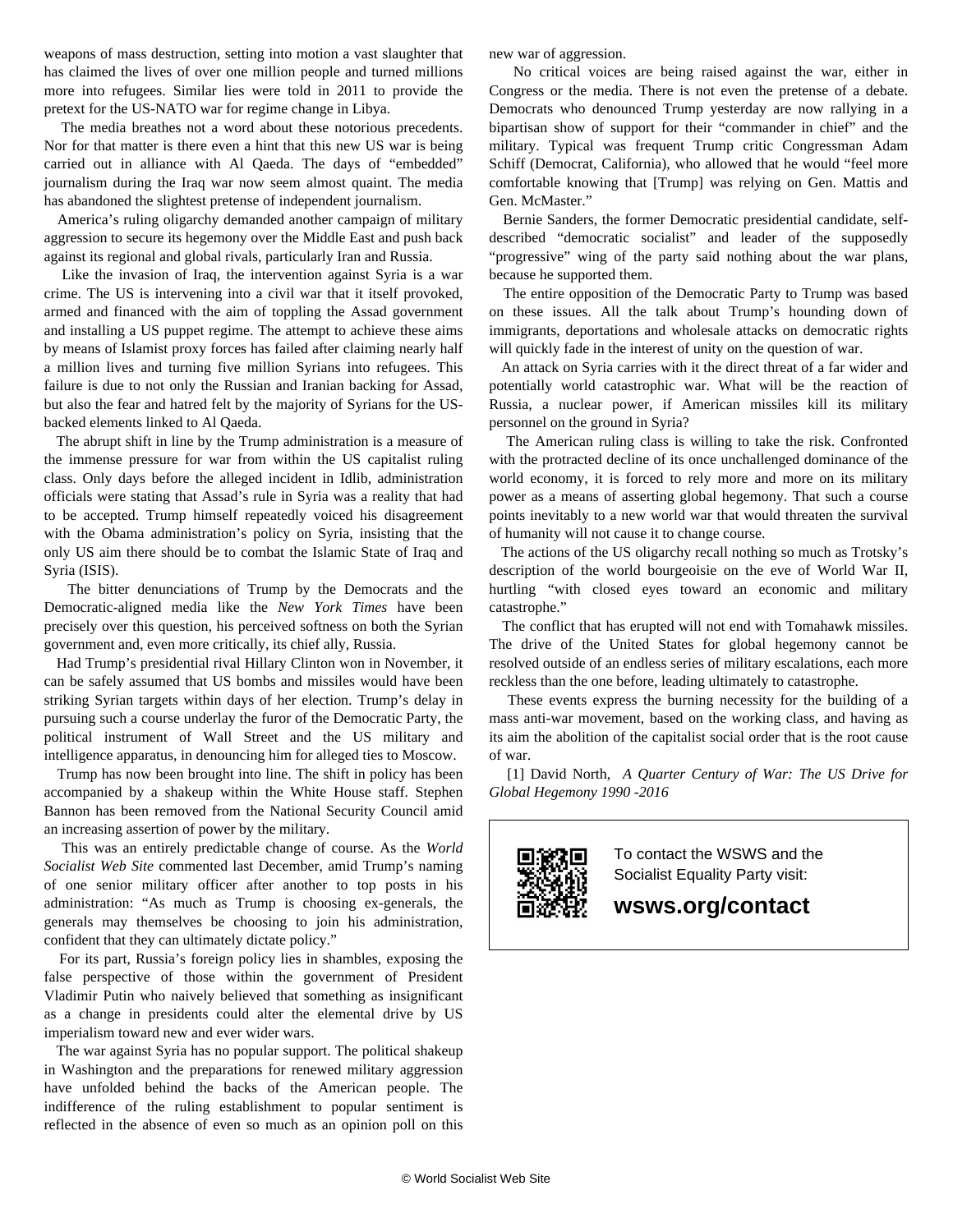weapons of mass destruction, setting into motion a vast slaughter that has claimed the lives of over one million people and turned millions more into refugees. Similar lies were told in 2011 to provide the pretext for the US-NATO war for regime change in Libya.

The media breathes not a word about these notorious precedents. Nor for that matter is there even a hint that this new US war is being carried out in alliance with Al Qaeda. The days of "embedded" journalism during the Iraq war now seem almost quaint. The media has abandoned the slightest pretense of independent journalism.

America's ruling oligarchy demanded another campaign of military aggression to secure its hegemony over the Middle East and push back against its regional and global rivals, particularly Iran and Russia.

Like the invasion of Iraq, the intervention against Syria is a war crime. The US is intervening into a civil war that it itself provoked, armed and financed with the aim of toppling the Assad government and installing a US puppet regime. The attempt to achieve these aims by means of Islamist proxy forces has failed after claiming nearly half a million lives and turning five million Syrians into refugees. This failure is due to not only the Russian and Iranian backing for Assad, but also the fear and hatred felt by the majority of Syrians for the US-backed elements linked to Al Qaeda.

The abrupt shift in line by the Trump administration is a measure of the immense pressure for war from within the US capitalist ruling class. Only days before the alleged incident in Idlib, administration officials were stating that Assad's rule in Syria was a reality that had to be accepted. Trump himself repeatedly voiced his disagreement with the Obama administration's policy on Syria, insisting that the only US aim there should be to combat the Islamic State of Iraq and Syria (ISIS).

The bitter denunciations of Trump by the Democrats and the Democratic-aligned media like the *New York Times* have been precisely over this question, his perceived softness on both the Syrian government and, even more critically, its chief ally, Russia.

Had Trump's presidential rival Hillary Clinton won in November, it can be safely assumed that US bombs and missiles would have been striking Syrian targets within days of her election. Trump's delay in pursuing such a course underlay the furor of the Democratic Party, the political instrument of Wall Street and the US military and intelligence apparatus, in denouncing him for alleged ties to Moscow.

Trump has now been brought into line. The shift in policy has been accompanied by a shakeup within the White House staff. Stephen Bannon has been removed from the National Security Council amid an increasing assertion of power by the military.

This was an entirely predictable change of course. As the *World Socialist Web Site* commented last December, amid Trump's naming of one senior military officer after another to top posts in his administration: "As much as Trump is choosing ex-generals, the generals may themselves be choosing to join his administration, confident that they can ultimately dictate policy."

For its part, Russia's foreign policy lies in shambles, exposing the false perspective of those within the government of President Vladimir Putin who naively believed that something as insignificant as a change in presidents could alter the elemental drive by US imperialism toward new and ever wider wars.

The war against Syria has no popular support. The political shakeup in Washington and the preparations for renewed military aggression have unfolded behind the backs of the American people. The indifference of the ruling establishment to popular sentiment is reflected in the absence of even so much as an opinion poll on this new war of aggression.

No critical voices are being raised against the war, either in Congress or the media. There is not even the pretense of a debate. Democrats who denounced Trump yesterday are now rallying in a bipartisan show of support for their "commander in chief" and the military. Typical was frequent Trump critic Congressman Adam Schiff (Democrat, California), who allowed that he would "feel more comfortable knowing that [Trump] was relying on Gen. Mattis and Gen. McMaster."

Bernie Sanders, the former Democratic presidential candidate, self-described "democratic socialist" and leader of the supposedly "progressive" wing of the party said nothing about the war plans, because he supported them.

The entire opposition of the Democratic Party to Trump was based on these issues. All the talk about Trump's hounding down of immigrants, deportations and wholesale attacks on democratic rights will quickly fade in the interest of unity on the question of war.

An attack on Syria carries with it the direct threat of a far wider and potentially world catastrophic war. What will be the reaction of Russia, a nuclear power, if American missiles kill its military personnel on the ground in Syria?

The American ruling class is willing to take the risk. Confronted with the protracted decline of its once unchallenged dominance of the world economy, it is forced to rely more and more on its military power as a means of asserting global hegemony. That such a course points inevitably to a new world war that would threaten the survival of humanity will not cause it to change course.

The actions of the US oligarchy recall nothing so much as Trotsky's description of the world bourgeoisie on the eve of World War II, hurtling "with closed eyes toward an economic and military catastrophe."

The conflict that has erupted will not end with Tomahawk missiles. The drive of the United States for global hegemony cannot be resolved outside of an endless series of military escalations, each more reckless than the one before, leading ultimately to catastrophe.

These events express the burning necessity for the building of a mass anti-war movement, based on the working class, and having as its aim the abolition of the capitalist social order that is the root cause of war.

[1] David North, *A Quarter Century of War: The US Drive for Global Hegemony 1990 -2016*

To contact the WSWS and the Socialist Equality Party visit:

**wsws.org/contact**